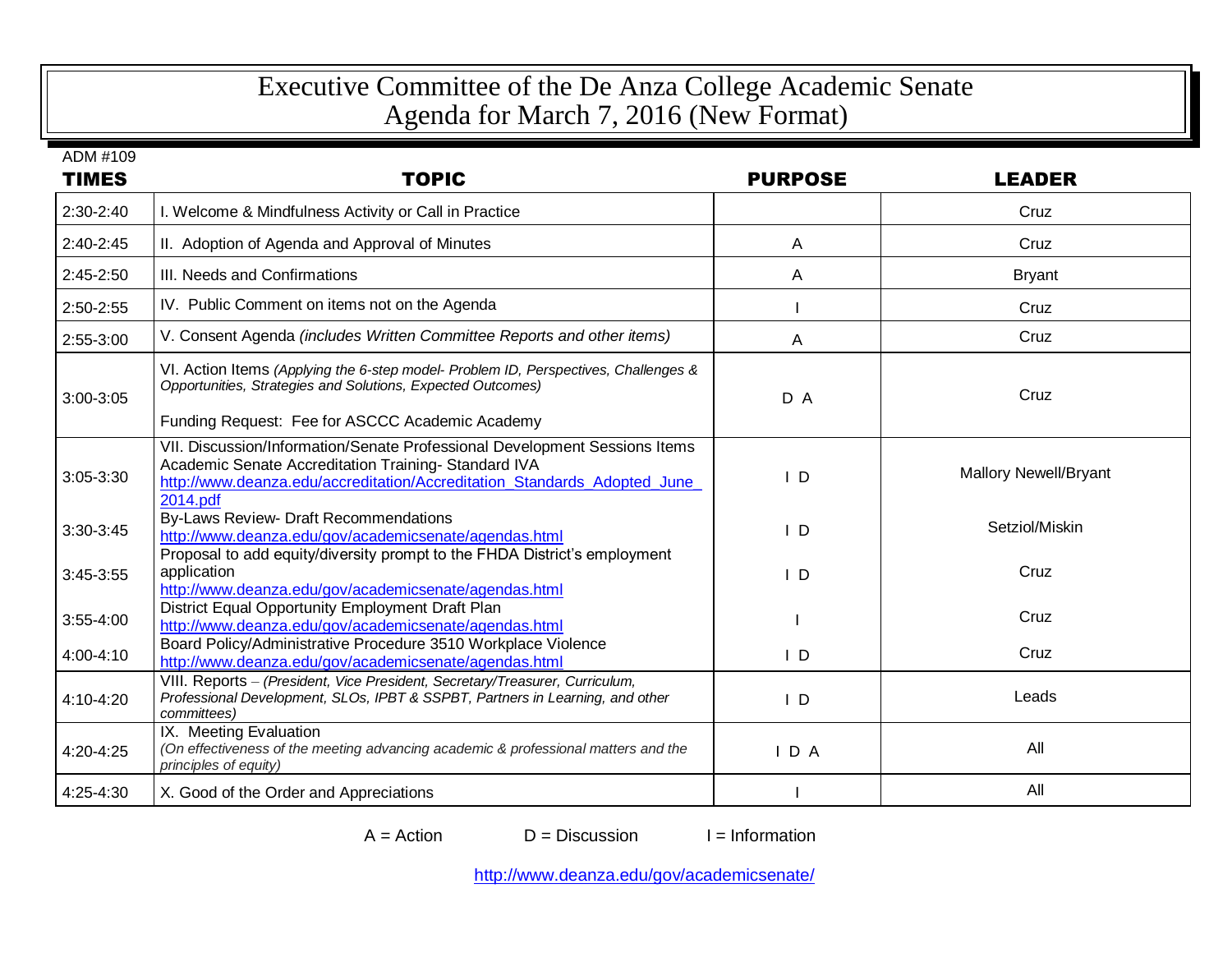# Executive Committee of the De Anza College Academic Senate
# Agenda for March 7, 2016 (New Format)

ADM #109

| TIMES | TOPIC | PURPOSE | LEADER |
|---|---|---|---|
| 2:30-2:40 | I. Welcome & Mindfulness Activity or Call in Practice | | Cruz |
| 2:40-2:45 | II. Adoption of Agenda and Approval of Minutes | A | Cruz |
| 2:45-2:50 | III. Needs and Confirmations | A | Bryant |
| 2:50-2:55 | IV. Public Comment on items not on the Agenda | I | Cruz |
| 2:55-3:00 | V. Consent Agenda *(includes Written Committee Reports and other items)* | A | Cruz |
| 3:00-3:05 | VI. Action Items *(Applying the 6-step model- Problem ID, Perspectives, Challenges & Opportunities, Strategies and Solutions, Expected Outcomes)*<br><br>Funding Request: Fee for ASCCC Academic Academy | D A | Cruz |
| 3:05-3:30 | VII. Discussion/Information/Senate Professional Development Sessions Items<br>Academic Senate Accreditation Training- Standard IVA<br>http://www.deanza.edu/accreditation/Accreditation_Standards_Adopted_June_2014.pdf | I D | Mallory Newell/Bryant |
| 3:30-3:45 | By-Laws Review- Draft Recommendations<br>http://www.deanza.edu/gov/academicsenate/agendas.html | I D | Setziol/Miskin |
| 3:45-3:55 | Proposal to add equity/diversity prompt to the FHDA District's employment application<br>http://www.deanza.edu/gov/academicsenate/agendas.html | I D | Cruz |
| 3:55-4:00 | District Equal Opportunity Employment Draft Plan<br>http://www.deanza.edu/gov/academicsenate/agendas.html | I | Cruz |
| 4:00-4:10 | Board Policy/Administrative Procedure 3510 Workplace Violence<br>http://www.deanza.edu/gov/academicsenate/agendas.html | I D | Cruz |
| 4:10-4:20 | VIII. Reports – *(President, Vice President, Secretary/Treasurer, Curriculum, Professional Development, SLOs, IPBT & SSPBT, Partners in Learning, and other committees)* | I D | Leads |
| 4:20-4:25 | IX. Meeting Evaluation<br>*(On effectiveness of the meeting advancing academic & professional matters and the principles of equity)* | I D A | All |
| 4:25-4:30 | X. Good of the Order and Appreciations | I | All |

A = Action D = Discussion I = Information

http://www.deanza.edu/gov/academicsenate/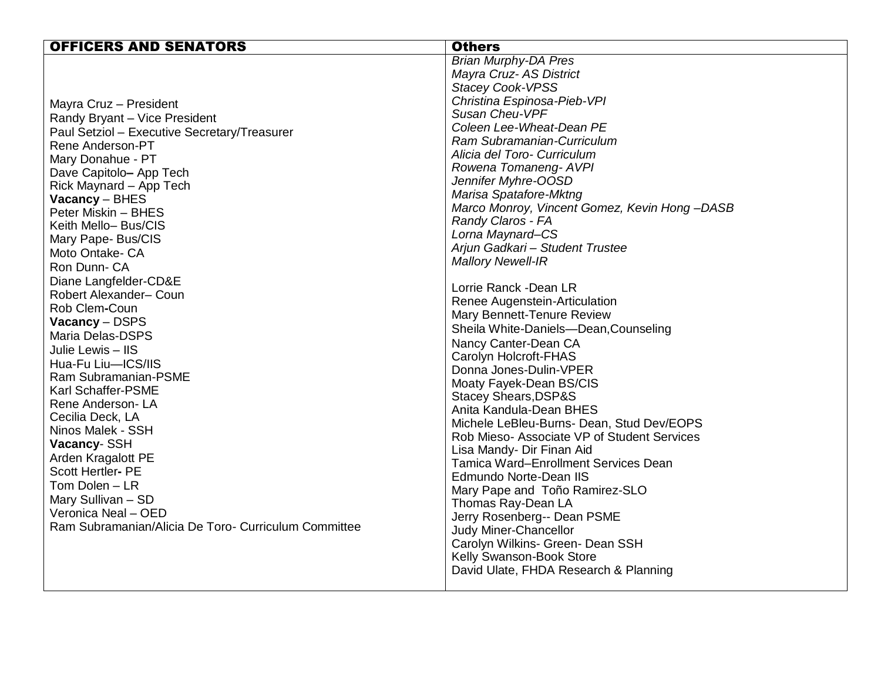| OFFICERS AND SENATORS | Others |
|---|---|
| Mayra Cruz – President<br>Randy Bryant – Vice President<br>Paul Setziol – Executive Secretary/Treasurer<br>Rene Anderson-PT<br>Mary Donahue - PT<br>Dave Capitolo**–** App Tech<br>Rick Maynard – App Tech<br>**Vacancy** – BHES<br>Peter Miskin – BHES<br>Keith Mello– Bus/CIS<br>Mary Pape- Bus/CIS<br>Moto Ontake- CA<br>Ron Dunn- CA<br>Diane Langfelder-CD&E<br>Robert Alexander– Coun<br>Rob Clem**-**Coun<br>**Vacancy** – DSPS<br>Maria Delas-DSPS<br>Julie Lewis – IIS<br>Hua-Fu Liu—ICS/IIS<br>Ram Subramanian-PSME<br>Karl Schaffer-PSME<br>Rene Anderson- LA<br>Cecilia Deck, LA<br>Ninos Malek - SSH<br>**Vacancy**- SSH<br>Arden Kragalott PE<br>Scott Hertler**-** PE<br>Tom Dolen – LR<br>Mary Sullivan – SD<br>Veronica Neal – OED<br>Ram Subramanian/Alicia De Toro- Curriculum Committee | *Brian Murphy-DA Pres*<br>*Mayra Cruz- AS District*<br>*Stacey Cook-VPSS*<br>*Christina Espinosa-Pieb-VPI*<br>*Susan Cheu-VPF*<br>*Coleen Lee-Wheat-Dean PE*<br>*Ram Subramanian-Curriculum*<br>*Alicia del Toro- Curriculum*<br>*Rowena Tomaneng- AVPI*<br>*Jennifer Myhre-OOSD*<br>*Marisa Spatafore-Mktng*<br>*Marco Monroy, Vincent Gomez, Kevin Hong –DASB*<br>*Randy Claros - FA*<br>*Lorna Maynard–CS*<br>*Arjun Gadkari – Student Trustee*<br>*Mallory Newell-IR*<br><br>Lorrie Ranck -Dean LR<br>Renee Augenstein-Articulation<br>Mary Bennett-Tenure Review<br>Sheila White-Daniels—Dean,Counseling<br>Nancy Canter-Dean CA<br>Carolyn Holcroft-FHAS<br>Donna Jones-Dulin-VPER<br>Moaty Fayek-Dean BS/CIS<br>Stacey Shears,DSP&S<br>Anita Kandula-Dean BHES<br>Michele LeBleu-Burns- Dean, Stud Dev/EOPS<br>Rob Mieso- Associate VP of Student Services<br>Lisa Mandy- Dir Finan Aid<br>Tamica Ward–Enrollment Services Dean<br>Edmundo Norte-Dean IIS<br>Mary Pape and Toño Ramirez-SLO<br>Thomas Ray-Dean LA<br>Jerry Rosenberg-- Dean PSME<br>Judy Miner-Chancellor<br>Carolyn Wilkins- Green- Dean SSH<br>Kelly Swanson-Book Store<br>David Ulate, FHDA Research & Planning |